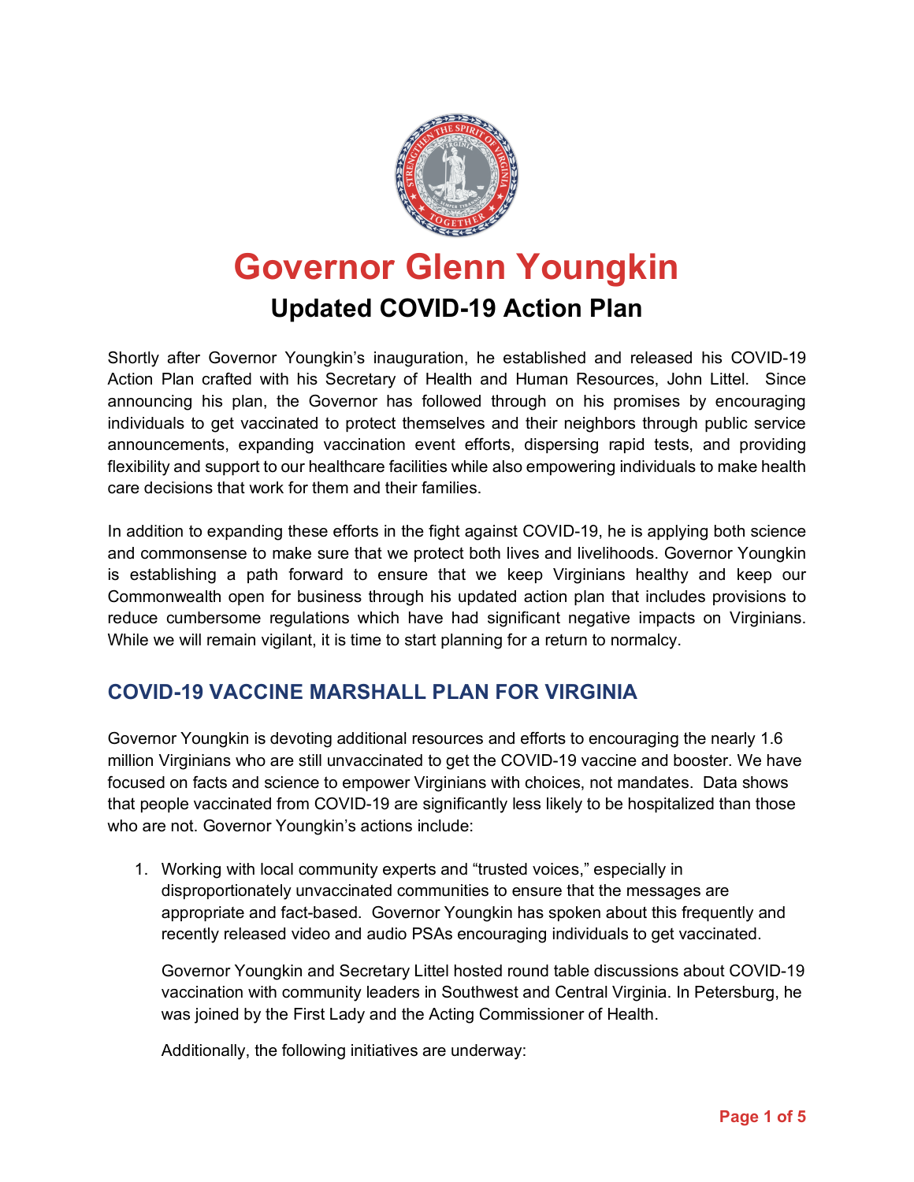# Governor Glenn Youngkin

## Updated COVID-19 Action Plan

Shortly after Governor Youngkin's inauguration, he established and released his COVID-19 Action Plan crafted with his Secretary of Health and Human Resources, John Littel. Since announcing his plan, the Governor has followed through on his promises by encouraging individuals to get vaccinated to protect themselves and their neighbors through public service announcements, expanding vaccination event efforts, dispersing rapid tests, and providing flexibility and support to our healthcare facilities while also empowering individuals to make health care decisions that work for them and their families.

In addition to expanding these efforts in the fight against COVID-19, he is applying both science and commonsense to make sure that we protect both lives and livelihoods. Governor Youngkin is establishing a path forward to ensure that we keep Virginians healthy and keep our Commonwealth open for business through his updated action plan that includes provisions to reduce cumbersome regulations which have had significant negative impacts on Virginians. While we will remain vigilant, it is time to start planning for a return to normalcy.

## COVID-19 VACCINE MARSHALL PLAN FOR VIRGINIA

Governor Youngkin is devoting additional resources and efforts to encouraging the nearly 1.6 million Virginians who are still unvaccinated to get the COVID-19 vaccine and booster. We have focused on facts and science to empower Virginians with choices, not mandates. Data shows that people vaccinated from COVID-19 are significantly less likely to be hospitalized than those who are not. Governor Youngkin's actions include:

1. Working with local community experts and "trusted voices," especially in disproportionately unvaccinated communities to ensure that the messages are appropriate and fact-based. Governor Youngkin has spoken about this frequently and recently released video and audio PSAs encouraging individuals to get vaccinated.

   Governor Youngkin and Secretary Littel hosted round table discussions about COVID-19 vaccination with community leaders in Southwest and Central Virginia. In Petersburg, he was joined by the First Lady and the Acting Commissioner of Health.

   Additionally, the following initiatives are underway: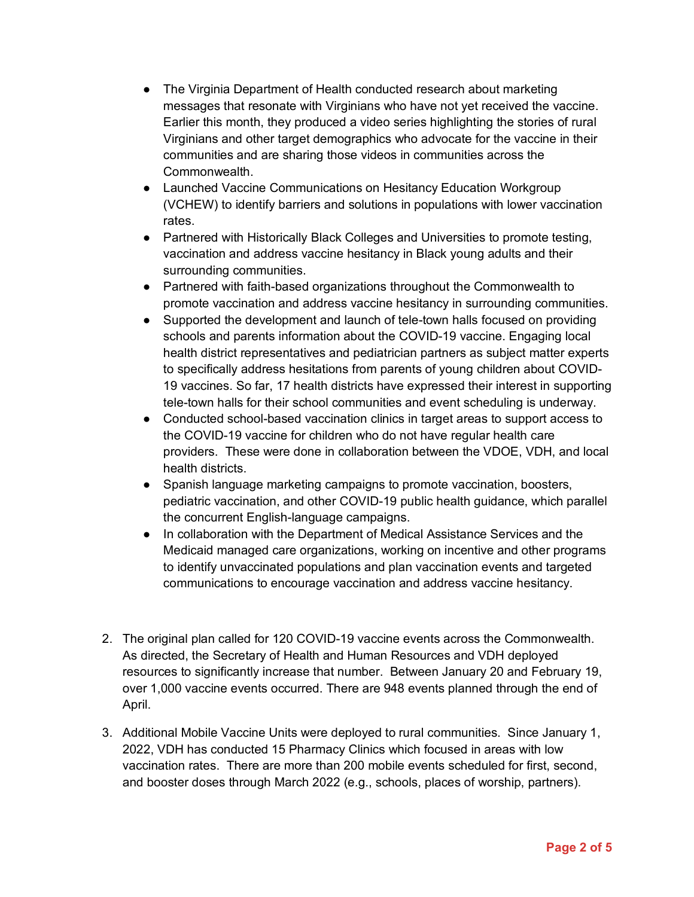- The Virginia Department of Health conducted research about marketing messages that resonate with Virginians who have not yet received the vaccine. Earlier this month, they produced a video series highlighting the stories of rural Virginians and other target demographics who advocate for the vaccine in their communities and are sharing those videos in communities across the Commonwealth.
- Launched Vaccine Communications on Hesitancy Education Workgroup (VCHEW) to identify barriers and solutions in populations with lower vaccination rates.
- Partnered with Historically Black Colleges and Universities to promote testing, vaccination and address vaccine hesitancy in Black young adults and their surrounding communities.
- Partnered with faith-based organizations throughout the Commonwealth to promote vaccination and address vaccine hesitancy in surrounding communities.
- Supported the development and launch of tele-town halls focused on providing schools and parents information about the COVID-19 vaccine. Engaging local health district representatives and pediatrician partners as subject matter experts to specifically address hesitations from parents of young children about COVID-19 vaccines. So far, 17 health districts have expressed their interest in supporting tele-town halls for their school communities and event scheduling is underway.
- Conducted school-based vaccination clinics in target areas to support access to the COVID-19 vaccine for children who do not have regular health care providers. These were done in collaboration between the VDOE, VDH, and local health districts.
- Spanish language marketing campaigns to promote vaccination, boosters, pediatric vaccination, and other COVID-19 public health guidance, which parallel the concurrent English-language campaigns.
- In collaboration with the Department of Medical Assistance Services and the Medicaid managed care organizations, working on incentive and other programs to identify unvaccinated populations and plan vaccination events and targeted communications to encourage vaccination and address vaccine hesitancy.

2. The original plan called for 120 COVID-19 vaccine events across the Commonwealth. As directed, the Secretary of Health and Human Resources and VDH deployed resources to significantly increase that number. Between January 20 and February 19, over 1,000 vaccine events occurred. There are 948 events planned through the end of April.

3. Additional Mobile Vaccine Units were deployed to rural communities. Since January 1, 2022, VDH has conducted 15 Pharmacy Clinics which focused in areas with low vaccination rates. There are more than 200 mobile events scheduled for first, second, and booster doses through March 2022 (e.g., schools, places of worship, partners).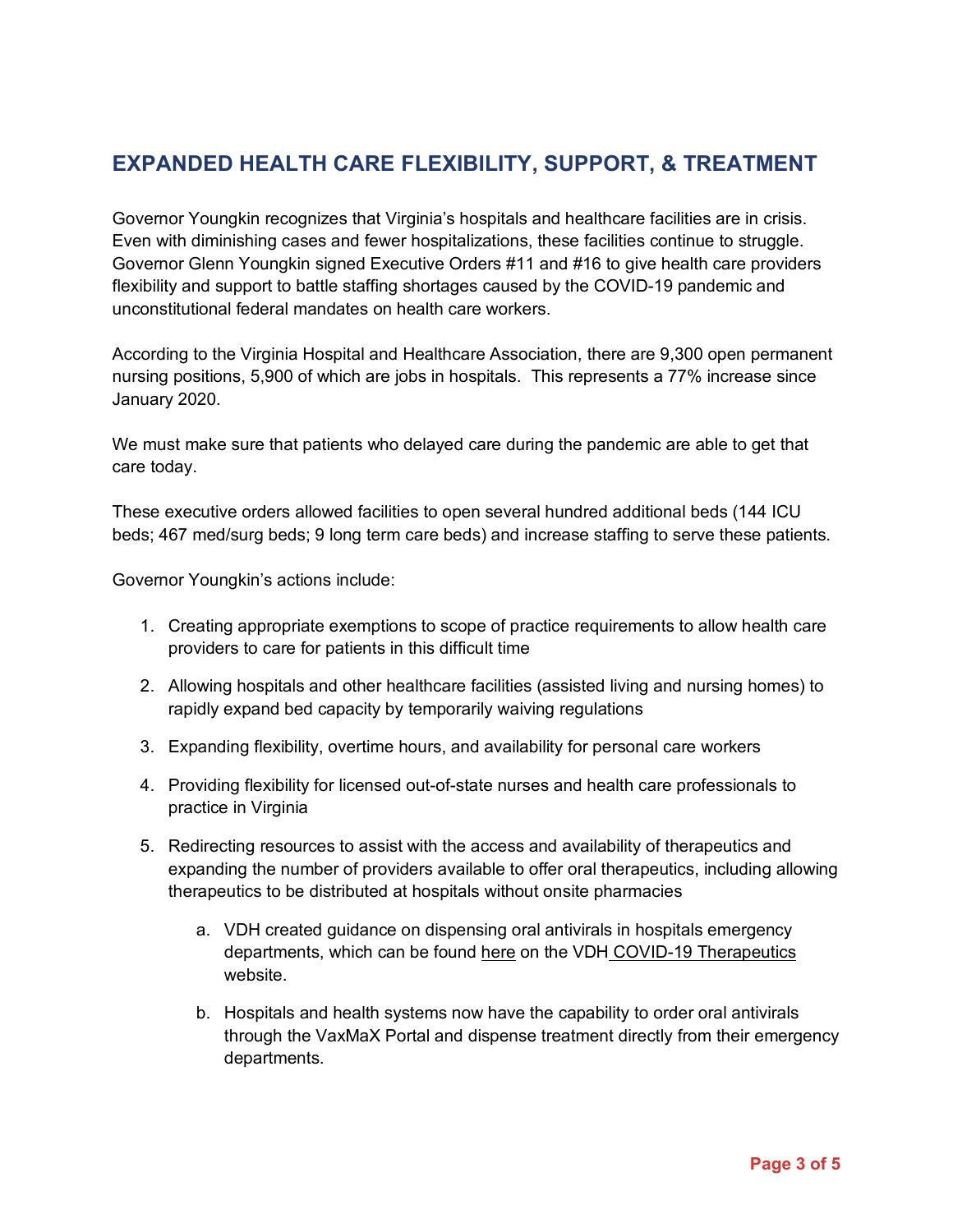## EXPANDED HEALTH CARE FLEXIBILITY, SUPPORT, & TREATMENT

Governor Youngkin recognizes that Virginia's hospitals and healthcare facilities are in crisis. Even with diminishing cases and fewer hospitalizations, these facilities continue to struggle. Governor Glenn Youngkin signed Executive Orders #11 and #16 to give health care providers flexibility and support to battle staffing shortages caused by the COVID-19 pandemic and unconstitutional federal mandates on health care workers.

According to the Virginia Hospital and Healthcare Association, there are 9,300 open permanent nursing positions, 5,900 of which are jobs in hospitals. This represents a 77% increase since January 2020.

We must make sure that patients who delayed care during the pandemic are able to get that care today.

These executive orders allowed facilities to open several hundred additional beds (144 ICU beds; 467 med/surg beds; 9 long term care beds) and increase staffing to serve these patients.

Governor Youngkin's actions include:

1. Creating appropriate exemptions to scope of practice requirements to allow health care providers to care for patients in this difficult time
2. Allowing hospitals and other healthcare facilities (assisted living and nursing homes) to rapidly expand bed capacity by temporarily waiving regulations
3. Expanding flexibility, overtime hours, and availability for personal care workers
4. Providing flexibility for licensed out-of-state nurses and health care professionals to practice in Virginia
5. Redirecting resources to assist with the access and availability of therapeutics and expanding the number of providers available to offer oral therapeutics, including allowing therapeutics to be distributed at hospitals without onsite pharmacies
    a. VDH created guidance on dispensing oral antivirals in hospitals emergency departments, which can be found here on the VDH COVID-19 Therapeutics website.
    b. Hospitals and health systems now have the capability to order oral antivirals through the VaxMaX Portal and dispense treatment directly from their emergency departments.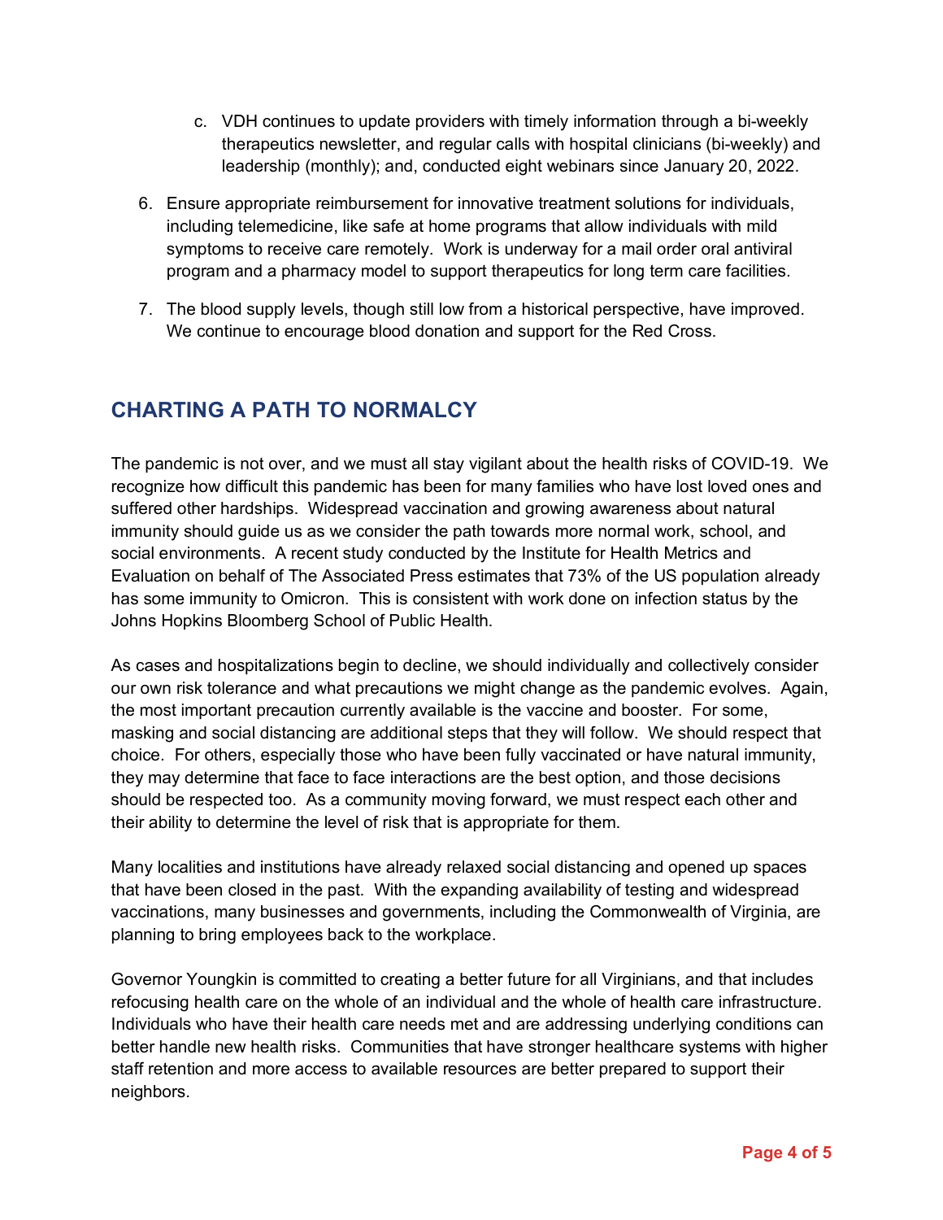c. VDH continues to update providers with timely information through a bi-weekly therapeutics newsletter, and regular calls with hospital clinicians (bi-weekly) and leadership (monthly); and, conducted eight webinars since January 20, 2022.

6. Ensure appropriate reimbursement for innovative treatment solutions for individuals, including telemedicine, like safe at home programs that allow individuals with mild symptoms to receive care remotely. Work is underway for a mail order oral antiviral program and a pharmacy model to support therapeutics for long term care facilities.

7. The blood supply levels, though still low from a historical perspective, have improved. We continue to encourage blood donation and support for the Red Cross.

## CHARTING A PATH TO NORMALCY

The pandemic is not over, and we must all stay vigilant about the health risks of COVID-19. We recognize how difficult this pandemic has been for many families who have lost loved ones and suffered other hardships. Widespread vaccination and growing awareness about natural immunity should guide us as we consider the path towards more normal work, school, and social environments. A recent study conducted by the Institute for Health Metrics and Evaluation on behalf of The Associated Press estimates that 73% of the US population already has some immunity to Omicron. This is consistent with work done on infection status by the Johns Hopkins Bloomberg School of Public Health.

As cases and hospitalizations begin to decline, we should individually and collectively consider our own risk tolerance and what precautions we might change as the pandemic evolves. Again, the most important precaution currently available is the vaccine and booster. For some, masking and social distancing are additional steps that they will follow. We should respect that choice. For others, especially those who have been fully vaccinated or have natural immunity, they may determine that face to face interactions are the best option, and those decisions should be respected too. As a community moving forward, we must respect each other and their ability to determine the level of risk that is appropriate for them.

Many localities and institutions have already relaxed social distancing and opened up spaces that have been closed in the past. With the expanding availability of testing and widespread vaccinations, many businesses and governments, including the Commonwealth of Virginia, are planning to bring employees back to the workplace.

Governor Youngkin is committed to creating a better future for all Virginians, and that includes refocusing health care on the whole of an individual and the whole of health care infrastructure. Individuals who have their health care needs met and are addressing underlying conditions can better handle new health risks. Communities that have stronger healthcare systems with higher staff retention and more access to available resources are better prepared to support their neighbors.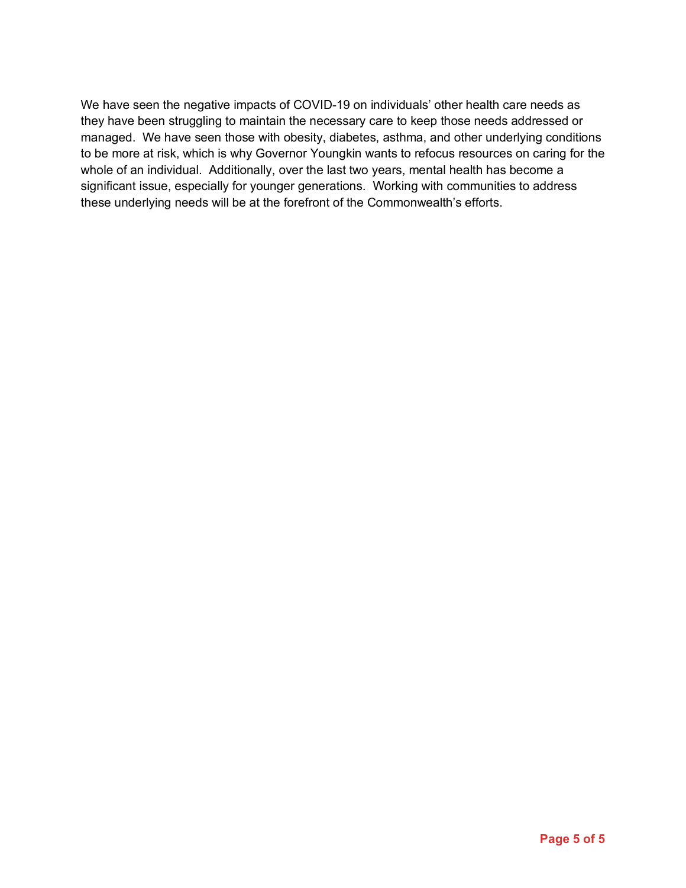We have seen the negative impacts of COVID-19 on individuals' other health care needs as they have been struggling to maintain the necessary care to keep those needs addressed or managed. We have seen those with obesity, diabetes, asthma, and other underlying conditions to be more at risk, which is why Governor Youngkin wants to refocus resources on caring for the whole of an individual. Additionally, over the last two years, mental health has become a significant issue, especially for younger generations. Working with communities to address these underlying needs will be at the forefront of the Commonwealth's efforts.